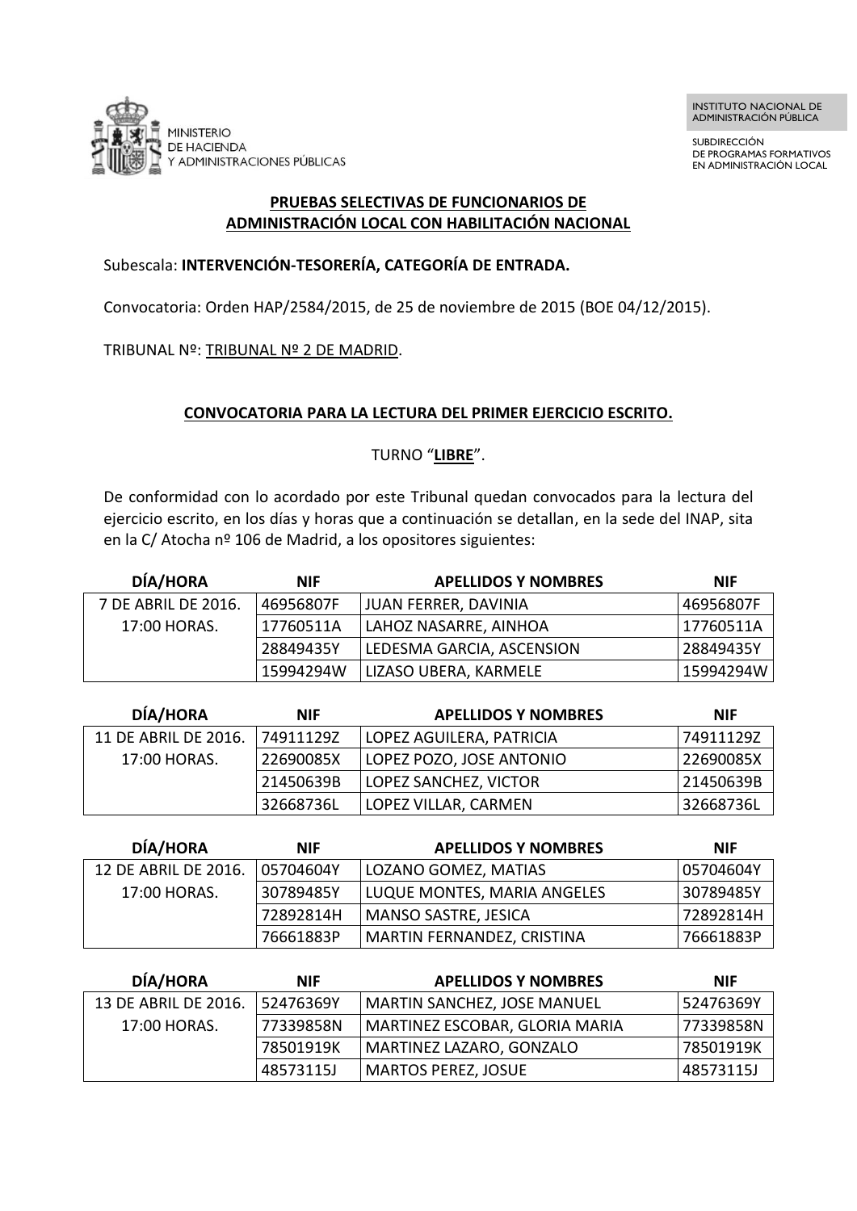MINISTERIO DE HACIENDA Y ADMINISTRACIONES PÚBLICAS

INSTITUTO NACIONAL DE ADMINISTRACIÓN PÚBLICA

SUBDIRECCIÓN DE PROGRAMAS FORMATIVOS EN ADMINISTRACIÓN LOCAL

**PRUEBAS SELECTIVAS DE FUNCIONARIOS DE ADMINISTRACIÓN LOCAL CON HABILITACIÓN NACIONAL**

Subescala: **INTERVENCIÓN-TESORERÍA, CATEGORÍA DE ENTRADA.**

Convocatoria: Orden HAP/2584/2015, de 25 de noviembre de 2015 (BOE 04/12/2015).

TRIBUNAL Nº: TRIBUNAL Nº 2 DE MADRID.

**CONVOCATORIA PARA LA LECTURA DEL PRIMER EJERCICIO ESCRITO.**

TURNO "**LIBRE**".

De conformidad con lo acordado por este Tribunal quedan convocados para la lectura del ejercicio escrito, en los días y horas que a continuación se detallan, en la sede del INAP, sita en la C/ Atocha nº 106 de Madrid, a los opositores siguientes:

| DÍA/HORA | NIF | APELLIDOS Y NOMBRES | NIF |
|---|---|---|---|
| 7 DE ABRIL DE 2016. 17:00 HORAS. | 46956807F | JUAN FERRER, DAVINIA | 46956807F |
| | 17760511A | LAHOZ NASARRE, AINHOA | 17760511A |
| | 28849435Y | LEDESMA GARCIA, ASCENSION | 28849435Y |
| | 15994294W | LIZASO UBERA, KARMELE | 15994294W |

| DÍA/HORA | NIF | APELLIDOS Y NOMBRES | NIF |
|---|---|---|---|
| 11 DE ABRIL DE 2016. 17:00 HORAS. | 74911129Z | LOPEZ AGUILERA, PATRICIA | 74911129Z |
| | 22690085X | LOPEZ POZO, JOSE ANTONIO | 22690085X |
| | 21450639B | LOPEZ SANCHEZ, VICTOR | 21450639B |
| | 32668736L | LOPEZ VILLAR, CARMEN | 32668736L |

| DÍA/HORA | NIF | APELLIDOS Y NOMBRES | NIF |
|---|---|---|---|
| 12 DE ABRIL DE 2016. 17:00 HORAS. | 05704604Y | LOZANO GOMEZ, MATIAS | 05704604Y |
| | 30789485Y | LUQUE MONTES, MARIA ANGELES | 30789485Y |
| | 72892814H | MANSO SASTRE, JESICA | 72892814H |
| | 76661883P | MARTIN FERNANDEZ, CRISTINA | 76661883P |

| DÍA/HORA | NIF | APELLIDOS Y NOMBRES | NIF |
|---|---|---|---|
| 13 DE ABRIL DE 2016. 17:00 HORAS. | 52476369Y | MARTIN SANCHEZ, JOSE MANUEL | 52476369Y |
| | 77339858N | MARTINEZ ESCOBAR, GLORIA MARIA | 77339858N |
| | 78501919K | MARTINEZ LAZARO, GONZALO | 78501919K |
| | 48573115J | MARTOS PEREZ, JOSUE | 48573115J |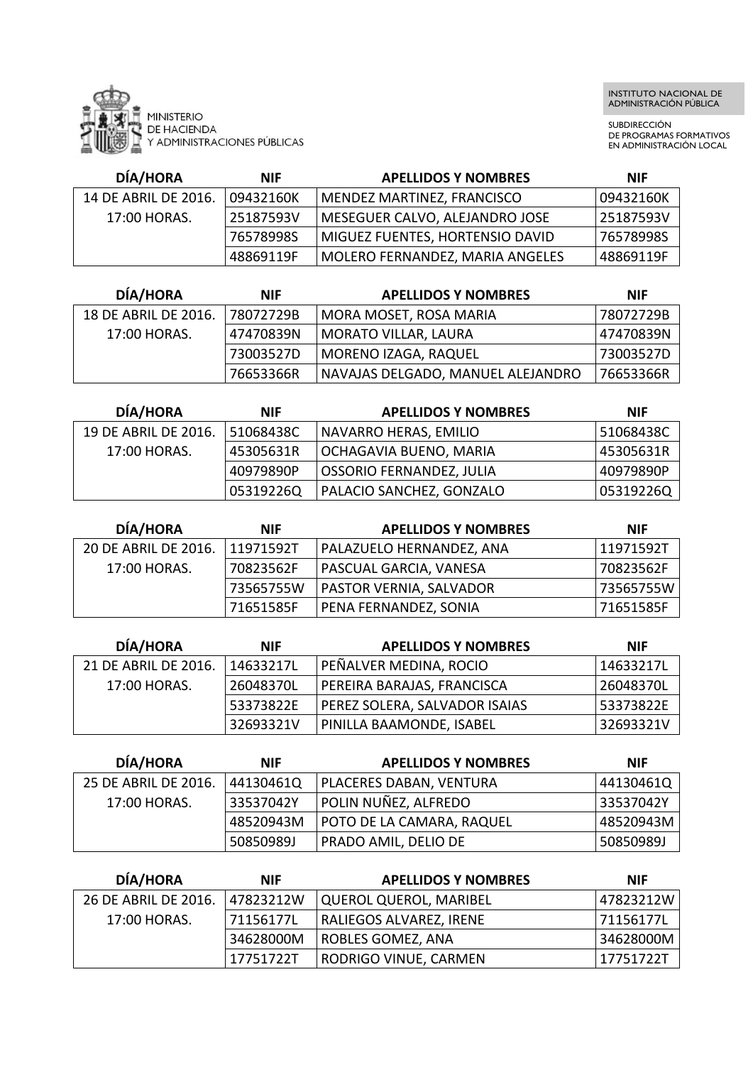MINISTERIO DE HACIENDA Y ADMINISTRACIONES PÚBLICAS

INSTITUTO NACIONAL DE ADMINISTRACIÓN PÚBLICA

SUBDIRECCIÓN DE PROGRAMAS FORMATIVOS EN ADMINISTRACIÓN LOCAL

| DÍA/HORA | NIF | APELLIDOS Y NOMBRES | NIF |
|---|---|---|---|
| 14 DE ABRIL DE 2016. 17:00 HORAS. | 09432160K | MENDEZ MARTINEZ, FRANCISCO | 09432160K |
| | 25187593V | MESEGUER CALVO, ALEJANDRO JOSE | 25187593V |
| | 76578998S | MIGUEZ FUENTES, HORTENSIO DAVID | 76578998S |
| | 48869119F | MOLERO FERNANDEZ, MARIA ANGELES | 48869119F |

| DÍA/HORA | NIF | APELLIDOS Y NOMBRES | NIF |
|---|---|---|---|
| 18 DE ABRIL DE 2016. 17:00 HORAS. | 78072729B | MORA MOSET, ROSA MARIA | 78072729B |
| | 47470839N | MORATO VILLAR, LAURA | 47470839N |
| | 73003527D | MORENO IZAGA, RAQUEL | 73003527D |
| | 76653366R | NAVAJAS DELGADO, MANUEL ALEJANDRO | 76653366R |

| DÍA/HORA | NIF | APELLIDOS Y NOMBRES | NIF |
|---|---|---|---|
| 19 DE ABRIL DE 2016. 17:00 HORAS. | 51068438C | NAVARRO HERAS, EMILIO | 51068438C |
| | 45305631R | OCHAGAVIA BUENO, MARIA | 45305631R |
| | 40979890P | OSSORIO FERNANDEZ, JULIA | 40979890P |
| | 05319226Q | PALACIO SANCHEZ, GONZALO | 05319226Q |

| DÍA/HORA | NIF | APELLIDOS Y NOMBRES | NIF |
|---|---|---|---|
| 20 DE ABRIL DE 2016. 17:00 HORAS. | 11971592T | PALAZUELO HERNANDEZ, ANA | 11971592T |
| | 70823562F | PASCUAL GARCIA, VANESA | 70823562F |
| | 73565755W | PASTOR VERNIA, SALVADOR | 73565755W |
| | 71651585F | PENA FERNANDEZ, SONIA | 71651585F |

| DÍA/HORA | NIF | APELLIDOS Y NOMBRES | NIF |
|---|---|---|---|
| 21 DE ABRIL DE 2016. 17:00 HORAS. | 14633217L | PEÑALVER MEDINA, ROCIO | 14633217L |
| | 26048370L | PEREIRA BARAJAS, FRANCISCA | 26048370L |
| | 53373822E | PEREZ SOLERA, SALVADOR ISAIAS | 53373822E |
| | 32693321V | PINILLA BAAMONDE, ISABEL | 32693321V |

| DÍA/HORA | NIF | APELLIDOS Y NOMBRES | NIF |
|---|---|---|---|
| 25 DE ABRIL DE 2016. 17:00 HORAS. | 44130461Q | PLACERES DABAN, VENTURA | 44130461Q |
| | 33537042Y | POLIN NUÑEZ, ALFREDO | 33537042Y |
| | 48520943M | POTO DE LA CAMARA, RAQUEL | 48520943M |
| | 50850989J | PRADO AMIL, DELIO DE | 50850989J |

| DÍA/HORA | NIF | APELLIDOS Y NOMBRES | NIF |
|---|---|---|---|
| 26 DE ABRIL DE 2016. 17:00 HORAS. | 47823212W | QUEROL QUEROL, MARIBEL | 47823212W |
| | 71156177L | RALIEGOS ALVAREZ, IRENE | 71156177L |
| | 34628000M | ROBLES GOMEZ, ANA | 34628000M |
| | 17751722T | RODRIGO VINUE, CARMEN | 17751722T |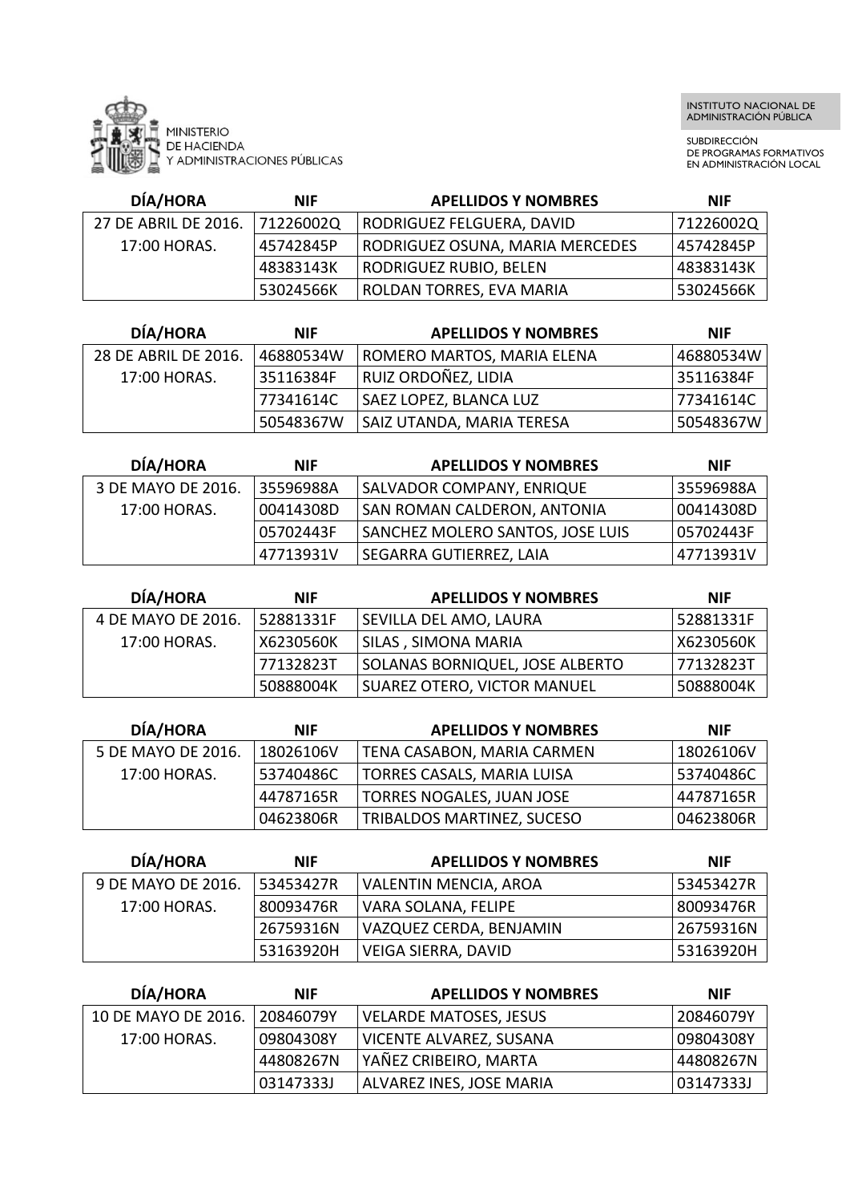MINISTERIO DE HACIENDA Y ADMINISTRACIONES PÚBLICAS

INSTITUTO NACIONAL DE ADMINISTRACIÓN PÚBLICA

SUBDIRECCIÓN DE PROGRAMAS FORMATIVOS EN ADMINISTRACIÓN LOCAL

| DÍA/HORA | NIF | APELLIDOS Y NOMBRES | NIF |
|---|---|---|---|
| 27 DE ABRIL DE 2016. 17:00 HORAS. | 71226002Q | RODRIGUEZ FELGUERA, DAVID | 71226002Q |
| | 45742845P | RODRIGUEZ OSUNA, MARIA MERCEDES | 45742845P |
| | 48383143K | RODRIGUEZ RUBIO, BELEN | 48383143K |
| | 53024566K | ROLDAN TORRES, EVA MARIA | 53024566K |

| DÍA/HORA | NIF | APELLIDOS Y NOMBRES | NIF |
|---|---|---|---|
| 28 DE ABRIL DE 2016. 17:00 HORAS. | 46880534W | ROMERO MARTOS, MARIA ELENA | 46880534W |
| | 35116384F | RUIZ ORDOÑEZ, LIDIA | 35116384F |
| | 77341614C | SAEZ LOPEZ, BLANCA LUZ | 77341614C |
| | 50548367W | SAIZ UTANDA, MARIA TERESA | 50548367W |

| DÍA/HORA | NIF | APELLIDOS Y NOMBRES | NIF |
|---|---|---|---|
| 3 DE MAYO DE 2016. 17:00 HORAS. | 35596988A | SALVADOR COMPANY, ENRIQUE | 35596988A |
| | 00414308D | SAN ROMAN CALDERON, ANTONIA | 00414308D |
| | 05702443F | SANCHEZ MOLERO SANTOS, JOSE LUIS | 05702443F |
| | 47713931V | SEGARRA GUTIERREZ, LAIA | 47713931V |

| DÍA/HORA | NIF | APELLIDOS Y NOMBRES | NIF |
|---|---|---|---|
| 4 DE MAYO DE 2016. 17:00 HORAS. | 52881331F | SEVILLA DEL AMO, LAURA | 52881331F |
| | X6230560K | SILAS , SIMONA MARIA | X6230560K |
| | 77132823T | SOLANAS BORNIQUEL, JOSE ALBERTO | 77132823T |
| | 50888004K | SUAREZ OTERO, VICTOR MANUEL | 50888004K |

| DÍA/HORA | NIF | APELLIDOS Y NOMBRES | NIF |
|---|---|---|---|
| 5 DE MAYO DE 2016. 17:00 HORAS. | 18026106V | TENA CASABON, MARIA CARMEN | 18026106V |
| | 53740486C | TORRES CASALS, MARIA LUISA | 53740486C |
| | 44787165R | TORRES NOGALES, JUAN JOSE | 44787165R |
| | 04623806R | TRIBALDOS MARTINEZ, SUCESO | 04623806R |

| DÍA/HORA | NIF | APELLIDOS Y NOMBRES | NIF |
|---|---|---|---|
| 9 DE MAYO DE 2016. 17:00 HORAS. | 53453427R | VALENTIN MENCIA, AROA | 53453427R |
| | 80093476R | VARA SOLANA, FELIPE | 80093476R |
| | 26759316N | VAZQUEZ CERDA, BENJAMIN | 26759316N |
| | 53163920H | VEIGA SIERRA, DAVID | 53163920H |

| DÍA/HORA | NIF | APELLIDOS Y NOMBRES | NIF |
|---|---|---|---|
| 10 DE MAYO DE 2016. 17:00 HORAS. | 20846079Y | VELARDE MATOSES, JESUS | 20846079Y |
| | 09804308Y | VICENTE ALVAREZ, SUSANA | 09804308Y |
| | 44808267N | YAÑEZ CRIBEIRO, MARTA | 44808267N |
| | 03147333J | ALVAREZ INES, JOSE MARIA | 03147333J |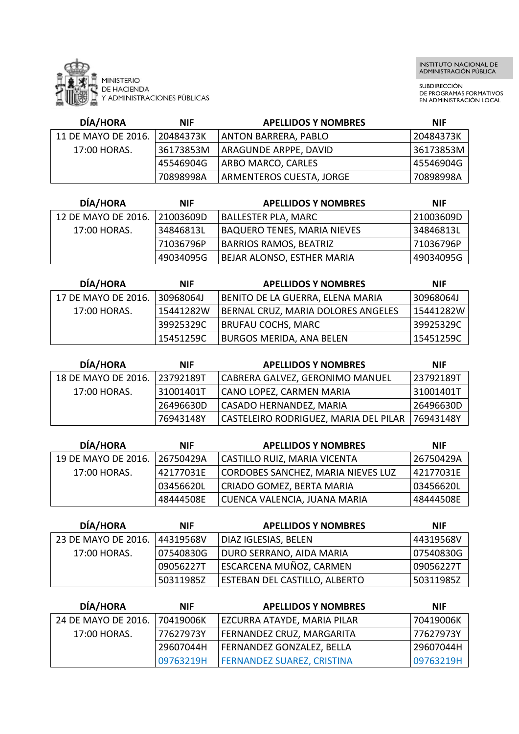MINISTERIO
DE HACIENDA
Y ADMINISTRACIONES PÚBLICAS

INSTITUTO NACIONAL DE ADMINISTRACIÓN PÚBLICA

SUBDIRECCIÓN
DE PROGRAMAS FORMATIVOS
EN ADMINISTRACIÓN LOCAL

| DÍA/HORA | NIF | APELLIDOS Y NOMBRES | NIF |
|---|---|---|---|
| 11 DE MAYO DE 2016. 17:00 HORAS. | 20484373K | ANTON BARRERA, PABLO | 20484373K |
| | 36173853M | ARAGUNDE ARPPE, DAVID | 36173853M |
| | 45546904G | ARBO MARCO, CARLES | 45546904G |
| | 70898998A | ARMENTEROS CUESTA, JORGE | 70898998A |

| DÍA/HORA | NIF | APELLIDOS Y NOMBRES | NIF |
|---|---|---|---|
| 12 DE MAYO DE 2016. 17:00 HORAS. | 21003609D | BALLESTER PLA, MARC | 21003609D |
| | 34846813L | BAQUERO TENES, MARIA NIEVES | 34846813L |
| | 71036796P | BARRIOS RAMOS, BEATRIZ | 71036796P |
| | 49034095G | BEJAR ALONSO, ESTHER MARIA | 49034095G |

| DÍA/HORA | NIF | APELLIDOS Y NOMBRES | NIF |
|---|---|---|---|
| 17 DE MAYO DE 2016. 17:00 HORAS. | 30968064J | BENITO DE LA GUERRA, ELENA MARIA | 30968064J |
| | 15441282W | BERNAL CRUZ, MARIA DOLORES ANGELES | 15441282W |
| | 39925329C | BRUFAU COCHS, MARC | 39925329C |
| | 15451259C | BURGOS MERIDA, ANA BELEN | 15451259C |

| DÍA/HORA | NIF | APELLIDOS Y NOMBRES | NIF |
|---|---|---|---|
| 18 DE MAYO DE 2016. 17:00 HORAS. | 23792189T | CABRERA GALVEZ, GERONIMO MANUEL | 23792189T |
| | 31001401T | CANO LOPEZ, CARMEN MARIA | 31001401T |
| | 26496630D | CASADO HERNANDEZ, MARIA | 26496630D |
| | 76943148Y | CASTELEIRO RODRIGUEZ, MARIA DEL PILAR | 76943148Y |

| DÍA/HORA | NIF | APELLIDOS Y NOMBRES | NIF |
|---|---|---|---|
| 19 DE MAYO DE 2016. 17:00 HORAS. | 26750429A | CASTILLO RUIZ, MARIA VICENTA | 26750429A |
| | 42177031E | CORDOBES SANCHEZ, MARIA NIEVES LUZ | 42177031E |
| | 03456620L | CRIADO GOMEZ, BERTA MARIA | 03456620L |
| | 48444508E | CUENCA VALENCIA, JUANA MARIA | 48444508E |

| DÍA/HORA | NIF | APELLIDOS Y NOMBRES | NIF |
|---|---|---|---|
| 23 DE MAYO DE 2016. 17:00 HORAS. | 44319568V | DIAZ IGLESIAS, BELEN | 44319568V |
| | 07540830G | DURO SERRANO, AIDA MARIA | 07540830G |
| | 09056227T | ESCARCENA MUÑOZ, CARMEN | 09056227T |
| | 50311985Z | ESTEBAN DEL CASTILLO, ALBERTO | 50311985Z |

| DÍA/HORA | NIF | APELLIDOS Y NOMBRES | NIF |
|---|---|---|---|
| 24 DE MAYO DE 2016. 17:00 HORAS. | 70419006K | EZCURRA ATAYDE, MARIA PILAR | 70419006K |
| | 77627973Y | FERNANDEZ CRUZ, MARGARITA | 77627973Y |
| | 29607044H | FERNANDEZ GONZALEZ, BELLA | 29607044H |
| | 09763219H | FERNANDEZ SUAREZ, CRISTINA | 09763219H |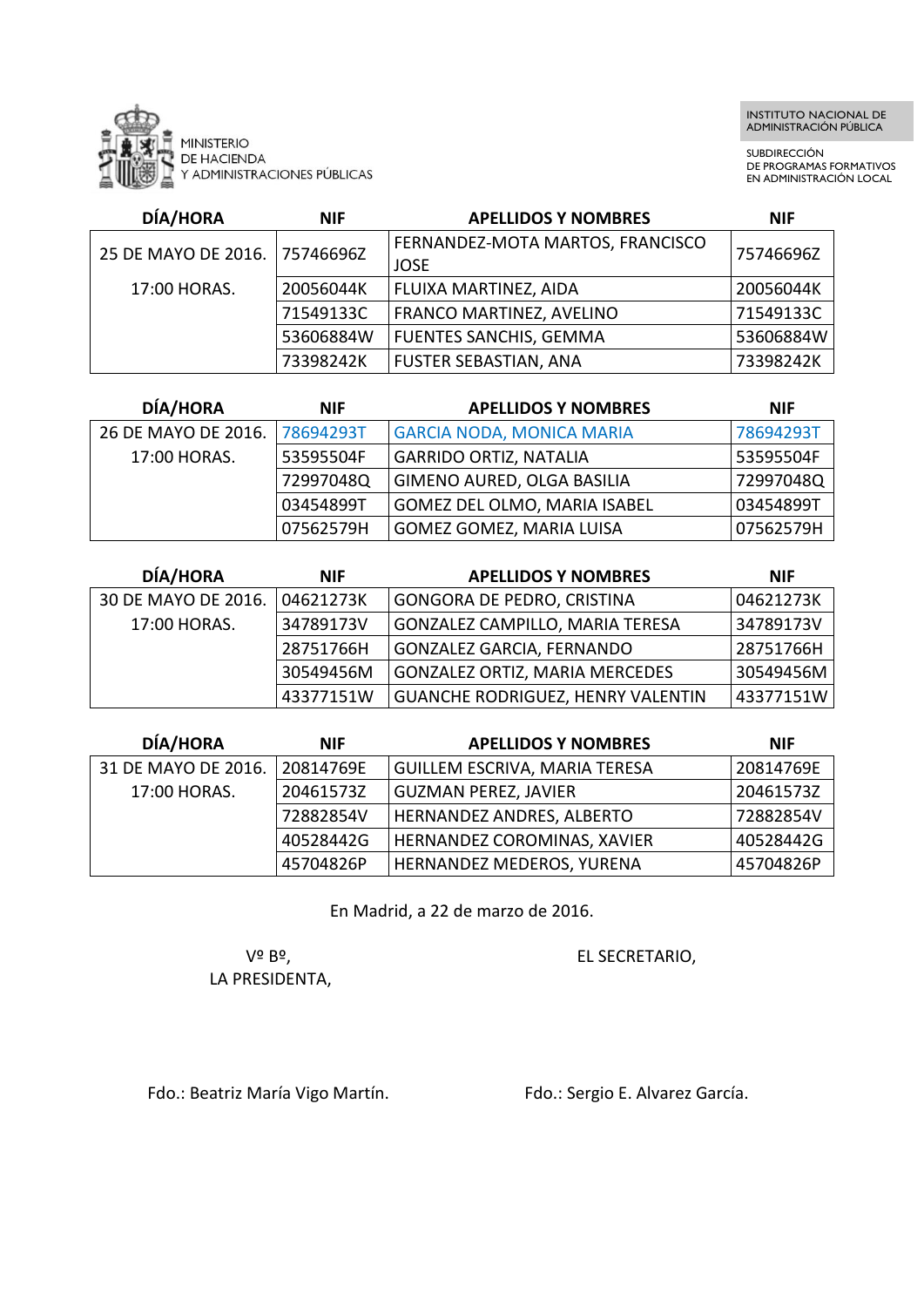MINISTERIO
DE HACIENDA
Y ADMINISTRACIONES PÚBLICAS

INSTITUTO NACIONAL DE ADMINISTRACIÓN PÚBLICA

SUBDIRECCIÓN DE PROGRAMAS FORMATIVOS EN ADMINISTRACIÓN LOCAL

| DÍA/HORA | NIF | APELLIDOS Y NOMBRES | NIF |
|---|---|---|---|
| 25 DE MAYO DE 2016. 17:00 HORAS. | 75746696Z | FERNANDEZ-MOTA MARTOS, FRANCISCO JOSE | 75746696Z |
| | 20056044K | FLUIXA MARTINEZ, AIDA | 20056044K |
| | 71549133C | FRANCO MARTINEZ, AVELINO | 71549133C |
| | 53606884W | FUENTES SANCHIS, GEMMA | 53606884W |
| | 73398242K | FUSTER SEBASTIAN, ANA | 73398242K |

| DÍA/HORA | NIF | APELLIDOS Y NOMBRES | NIF |
|---|---|---|---|
| 26 DE MAYO DE 2016. 17:00 HORAS. | 78694293T | GARCIA NODA, MONICA MARIA | 78694293T |
| | 53595504F | GARRIDO ORTIZ, NATALIA | 53595504F |
| | 72997048Q | GIMENO AURED, OLGA BASILIA | 72997048Q |
| | 03454899T | GOMEZ DEL OLMO, MARIA ISABEL | 03454899T |
| | 07562579H | GOMEZ GOMEZ, MARIA LUISA | 07562579H |

| DÍA/HORA | NIF | APELLIDOS Y NOMBRES | NIF |
|---|---|---|---|
| 30 DE MAYO DE 2016. 17:00 HORAS. | 04621273K | GONGORA DE PEDRO, CRISTINA | 04621273K |
| | 34789173V | GONZALEZ CAMPILLO, MARIA TERESA | 34789173V |
| | 28751766H | GONZALEZ GARCIA, FERNANDO | 28751766H |
| | 30549456M | GONZALEZ ORTIZ, MARIA MERCEDES | 30549456M |
| | 43377151W | GUANCHE RODRIGUEZ, HENRY VALENTIN | 43377151W |

| DÍA/HORA | NIF | APELLIDOS Y NOMBRES | NIF |
|---|---|---|---|
| 31 DE MAYO DE 2016. 17:00 HORAS. | 20814769E | GUILLEM ESCRIVA, MARIA TERESA | 20814769E |
| | 20461573Z | GUZMAN PEREZ, JAVIER | 20461573Z |
| | 72882854V | HERNANDEZ ANDRES, ALBERTO | 72882854V |
| | 40528442G | HERNANDEZ COROMINAS, XAVIER | 40528442G |
| | 45704826P | HERNANDEZ MEDEROS, YURENA | 45704826P |

En Madrid, a 22 de marzo de 2016.

Vº Bº,
LA PRESIDENTA,

EL SECRETARIO,

Fdo.: Beatriz María Vigo Martín.

Fdo.: Sergio E. Alvarez García.